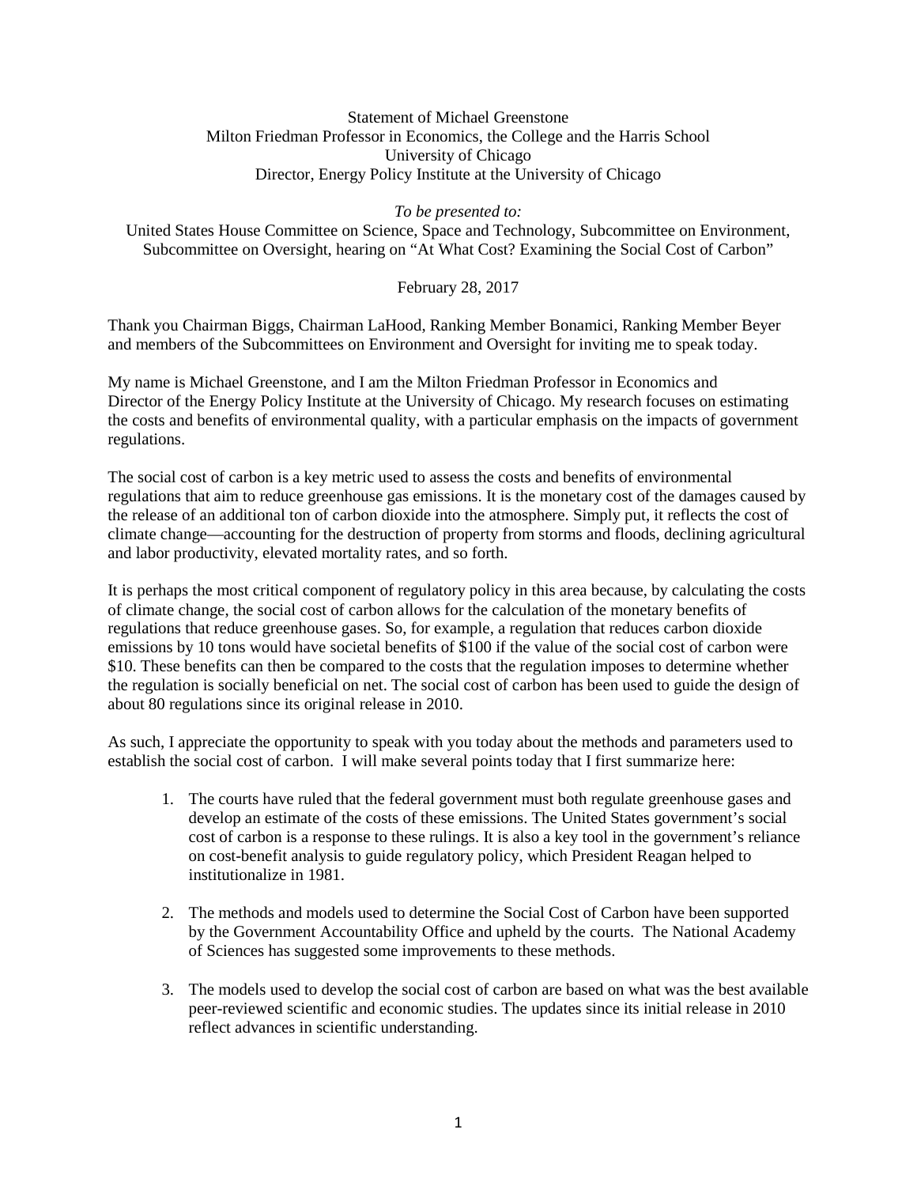Statement of Michael Greenstone
Milton Friedman Professor in Economics, the College and the Harris School
University of Chicago
Director, Energy Policy Institute at the University of Chicago

*To be presented to:*
United States House Committee on Science, Space and Technology, Subcommittee on Environment, Subcommittee on Oversight, hearing on "At What Cost? Examining the Social Cost of Carbon"

February 28, 2017

Thank you Chairman Biggs, Chairman LaHood, Ranking Member Bonamici, Ranking Member Beyer and members of the Subcommittees on Environment and Oversight for inviting me to speak today.

My name is Michael Greenstone, and I am the Milton Friedman Professor in Economics and Director of the Energy Policy Institute at the University of Chicago. My research focuses on estimating the costs and benefits of environmental quality, with a particular emphasis on the impacts of government regulations.

The social cost of carbon is a key metric used to assess the costs and benefits of environmental regulations that aim to reduce greenhouse gas emissions. It is the monetary cost of the damages caused by the release of an additional ton of carbon dioxide into the atmosphere. Simply put, it reflects the cost of climate change—accounting for the destruction of property from storms and floods, declining agricultural and labor productivity, elevated mortality rates, and so forth.

It is perhaps the most critical component of regulatory policy in this area because, by calculating the costs of climate change, the social cost of carbon allows for the calculation of the monetary benefits of regulations that reduce greenhouse gases. So, for example, a regulation that reduces carbon dioxide emissions by 10 tons would have societal benefits of $100 if the value of the social cost of carbon were $10. These benefits can then be compared to the costs that the regulation imposes to determine whether the regulation is socially beneficial on net. The social cost of carbon has been used to guide the design of about 80 regulations since its original release in 2010.

As such, I appreciate the opportunity to speak with you today about the methods and parameters used to establish the social cost of carbon. I will make several points today that I first summarize here:

1. The courts have ruled that the federal government must both regulate greenhouse gases and develop an estimate of the costs of these emissions. The United States government's social cost of carbon is a response to these rulings. It is also a key tool in the government's reliance on cost-benefit analysis to guide regulatory policy, which President Reagan helped to institutionalize in 1981.

2. The methods and models used to determine the Social Cost of Carbon have been supported by the Government Accountability Office and upheld by the courts. The National Academy of Sciences has suggested some improvements to these methods.

3. The models used to develop the social cost of carbon are based on what was the best available peer-reviewed scientific and economic studies. The updates since its initial release in 2010 reflect advances in scientific understanding.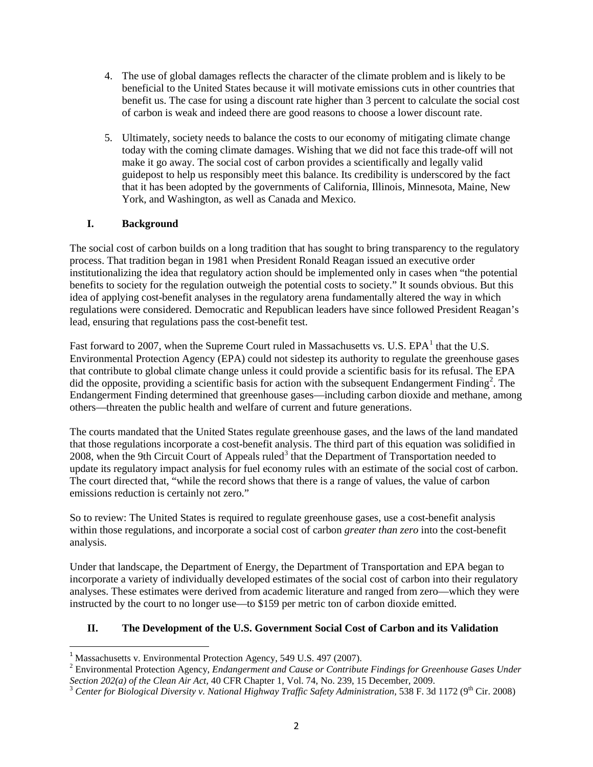4. The use of global damages reflects the character of the climate problem and is likely to be beneficial to the United States because it will motivate emissions cuts in other countries that benefit us. The case for using a discount rate higher than 3 percent to calculate the social cost of carbon is weak and indeed there are good reasons to choose a lower discount rate.

5. Ultimately, society needs to balance the costs to our economy of mitigating climate change today with the coming climate damages. Wishing that we did not face this trade-off will not make it go away. The social cost of carbon provides a scientifically and legally valid guidepost to help us responsibly meet this balance. Its credibility is underscored by the fact that it has been adopted by the governments of California, Illinois, Minnesota, Maine, New York, and Washington, as well as Canada and Mexico.

## I. Background

The social cost of carbon builds on a long tradition that has sought to bring transparency to the regulatory process. That tradition began in 1981 when President Ronald Reagan issued an executive order institutionalizing the idea that regulatory action should be implemented only in cases when "the potential benefits to society for the regulation outweigh the potential costs to society." It sounds obvious. But this idea of applying cost-benefit analyses in the regulatory arena fundamentally altered the way in which regulations were considered. Democratic and Republican leaders have since followed President Reagan's lead, ensuring that regulations pass the cost-benefit test.

Fast forward to 2007, when the Supreme Court ruled in Massachusetts vs. U.S. EPA[1] that the U.S. Environmental Protection Agency (EPA) could not sidestep its authority to regulate the greenhouse gases that contribute to global climate change unless it could provide a scientific basis for its refusal. The EPA did the opposite, providing a scientific basis for action with the subsequent Endangerment Finding[2]. The Endangerment Finding determined that greenhouse gases—including carbon dioxide and methane, among others—threaten the public health and welfare of current and future generations.

The courts mandated that the United States regulate greenhouse gases, and the laws of the land mandated that those regulations incorporate a cost-benefit analysis. The third part of this equation was solidified in 2008, when the 9th Circuit Court of Appeals ruled[3] that the Department of Transportation needed to update its regulatory impact analysis for fuel economy rules with an estimate of the social cost of carbon. The court directed that, "while the record shows that there is a range of values, the value of carbon emissions reduction is certainly not zero."

So to review: The United States is required to regulate greenhouse gases, use a cost-benefit analysis within those regulations, and incorporate a social cost of carbon *greater than zero* into the cost-benefit analysis.

Under that landscape, the Department of Energy, the Department of Transportation and EPA began to incorporate a variety of individually developed estimates of the social cost of carbon into their regulatory analyses. These estimates were derived from academic literature and ranged from zero—which they were instructed by the court to no longer use—to $159 per metric ton of carbon dioxide emitted.

## II. The Development of the U.S. Government Social Cost of Carbon and its Validation

---

[1] Massachusetts v. Environmental Protection Agency, 549 U.S. 497 (2007).

[2] Environmental Protection Agency, *Endangerment and Cause or Contribute Findings for Greenhouse Gases Under Section 202(a) of the Clean Air Act*, 40 CFR Chapter 1, Vol. 74, No. 239, 15 December, 2009.

[3] *Center for Biological Diversity v. National Highway Traffic Safety Administration*, 538 F. 3d 1172 (9th Cir. 2008)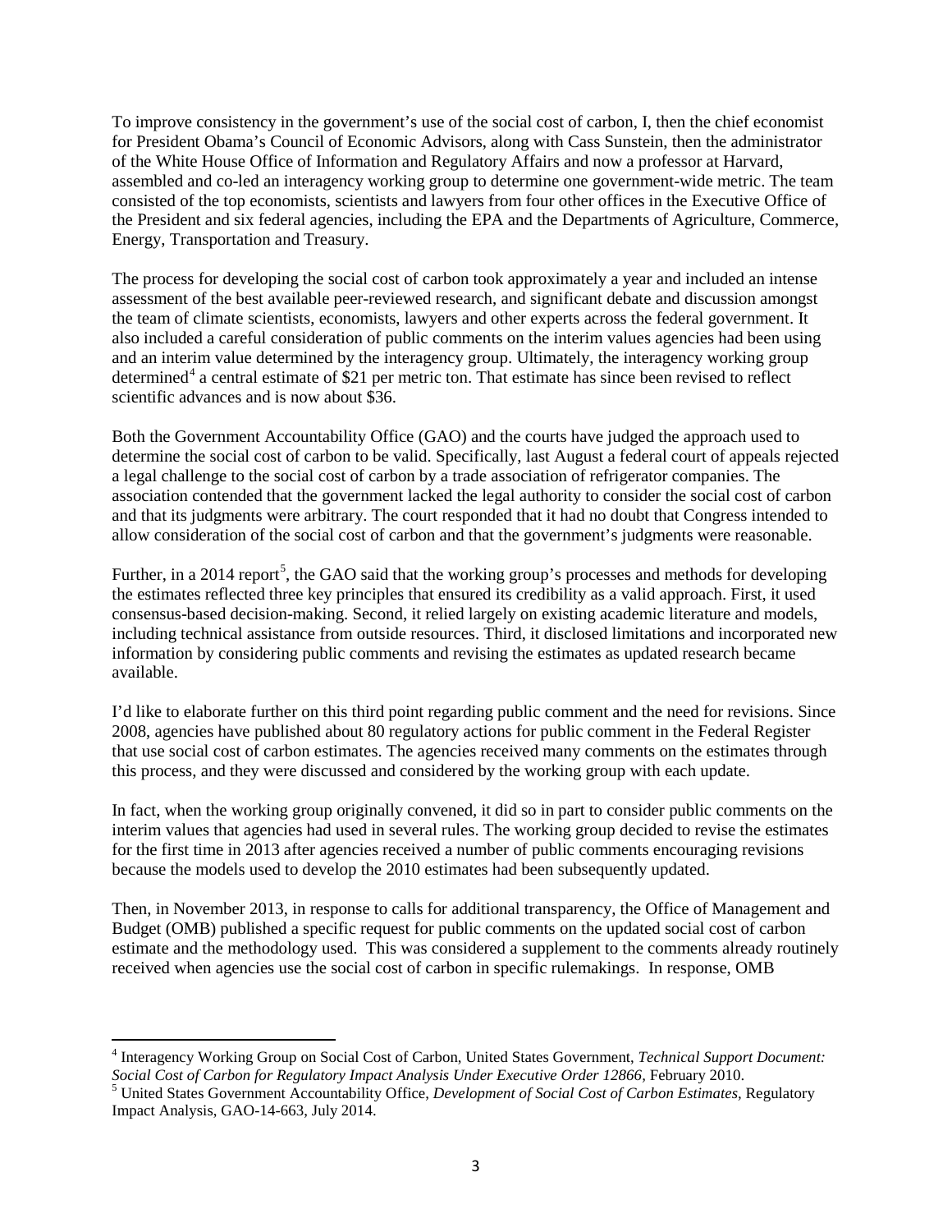To improve consistency in the government's use of the social cost of carbon, I, then the chief economist for President Obama's Council of Economic Advisors, along with Cass Sunstein, then the administrator of the White House Office of Information and Regulatory Affairs and now a professor at Harvard, assembled and co-led an interagency working group to determine one government-wide metric. The team consisted of the top economists, scientists and lawyers from four other offices in the Executive Office of the President and six federal agencies, including the EPA and the Departments of Agriculture, Commerce, Energy, Transportation and Treasury.

The process for developing the social cost of carbon took approximately a year and included an intense assessment of the best available peer-reviewed research, and significant debate and discussion amongst the team of climate scientists, economists, lawyers and other experts across the federal government. It also included a careful consideration of public comments on the interim values agencies had been using and an interim value determined by the interagency group. Ultimately, the interagency working group determined[4] a central estimate of $21 per metric ton. That estimate has since been revised to reflect scientific advances and is now about $36.

Both the Government Accountability Office (GAO) and the courts have judged the approach used to determine the social cost of carbon to be valid. Specifically, last August a federal court of appeals rejected a legal challenge to the social cost of carbon by a trade association of refrigerator companies. The association contended that the government lacked the legal authority to consider the social cost of carbon and that its judgments were arbitrary. The court responded that it had no doubt that Congress intended to allow consideration of the social cost of carbon and that the government's judgments were reasonable.

Further, in a 2014 report[5], the GAO said that the working group's processes and methods for developing the estimates reflected three key principles that ensured its credibility as a valid approach. First, it used consensus-based decision-making. Second, it relied largely on existing academic literature and models, including technical assistance from outside resources. Third, it disclosed limitations and incorporated new information by considering public comments and revising the estimates as updated research became available.

I'd like to elaborate further on this third point regarding public comment and the need for revisions. Since 2008, agencies have published about 80 regulatory actions for public comment in the Federal Register that use social cost of carbon estimates. The agencies received many comments on the estimates through this process, and they were discussed and considered by the working group with each update.

In fact, when the working group originally convened, it did so in part to consider public comments on the interim values that agencies had used in several rules. The working group decided to revise the estimates for the first time in 2013 after agencies received a number of public comments encouraging revisions because the models used to develop the 2010 estimates had been subsequently updated.

Then, in November 2013, in response to calls for additional transparency, the Office of Management and Budget (OMB) published a specific request for public comments on the updated social cost of carbon estimate and the methodology used. This was considered a supplement to the comments already routinely received when agencies use the social cost of carbon in specific rulemakings. In response, OMB

---

[4] Interagency Working Group on Social Cost of Carbon, United States Government, *Technical Support Document: Social Cost of Carbon for Regulatory Impact Analysis Under Executive Order 12866*, February 2010.

[5] United States Government Accountability Office, *Development of Social Cost of Carbon Estimates*, Regulatory Impact Analysis, GAO-14-663, July 2014.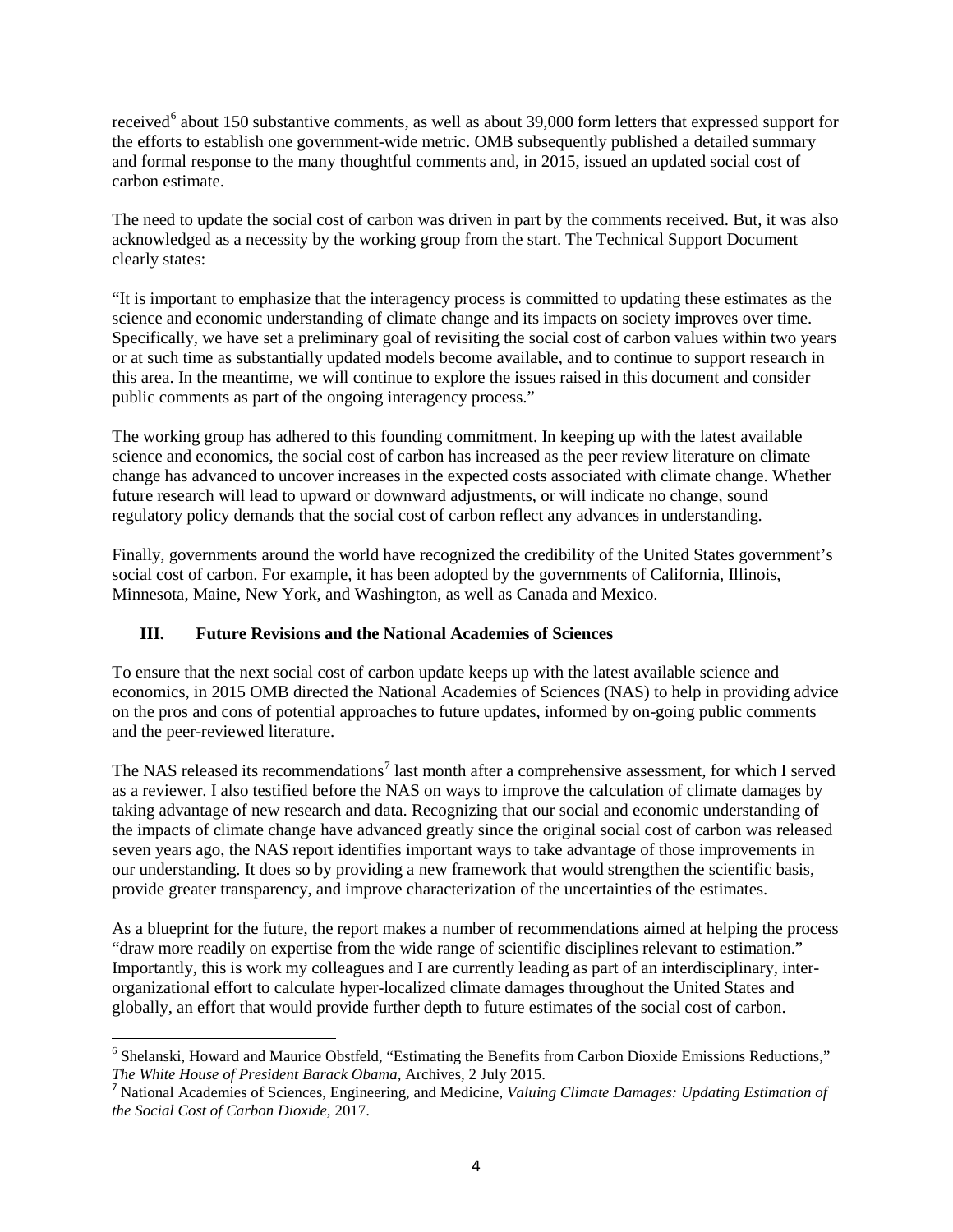received[6] about 150 substantive comments, as well as about 39,000 form letters that expressed support for the efforts to establish one government-wide metric. OMB subsequently published a detailed summary and formal response to the many thoughtful comments and, in 2015, issued an updated social cost of carbon estimate.

The need to update the social cost of carbon was driven in part by the comments received. But, it was also acknowledged as a necessity by the working group from the start. The Technical Support Document clearly states:

"It is important to emphasize that the interagency process is committed to updating these estimates as the science and economic understanding of climate change and its impacts on society improves over time. Specifically, we have set a preliminary goal of revisiting the social cost of carbon values within two years or at such time as substantially updated models become available, and to continue to support research in this area. In the meantime, we will continue to explore the issues raised in this document and consider public comments as part of the ongoing interagency process."

The working group has adhered to this founding commitment. In keeping up with the latest available science and economics, the social cost of carbon has increased as the peer review literature on climate change has advanced to uncover increases in the expected costs associated with climate change. Whether future research will lead to upward or downward adjustments, or will indicate no change, sound regulatory policy demands that the social cost of carbon reflect any advances in understanding.

Finally, governments around the world have recognized the credibility of the United States government's social cost of carbon. For example, it has been adopted by the governments of California, Illinois, Minnesota, Maine, New York, and Washington, as well as Canada and Mexico.

## III. Future Revisions and the National Academies of Sciences

To ensure that the next social cost of carbon update keeps up with the latest available science and economics, in 2015 OMB directed the National Academies of Sciences (NAS) to help in providing advice on the pros and cons of potential approaches to future updates, informed by on-going public comments and the peer-reviewed literature.

The NAS released its recommendations[7] last month after a comprehensive assessment, for which I served as a reviewer. I also testified before the NAS on ways to improve the calculation of climate damages by taking advantage of new research and data. Recognizing that our social and economic understanding of the impacts of climate change have advanced greatly since the original social cost of carbon was released seven years ago, the NAS report identifies important ways to take advantage of those improvements in our understanding. It does so by providing a new framework that would strengthen the scientific basis, provide greater transparency, and improve characterization of the uncertainties of the estimates.

As a blueprint for the future, the report makes a number of recommendations aimed at helping the process "draw more readily on expertise from the wide range of scientific disciplines relevant to estimation." Importantly, this is work my colleagues and I are currently leading as part of an interdisciplinary, inter-organizational effort to calculate hyper-localized climate damages throughout the United States and globally, an effort that would provide further depth to future estimates of the social cost of carbon.

---

[6] Shelanski, Howard and Maurice Obstfeld, "Estimating the Benefits from Carbon Dioxide Emissions Reductions," *The White House of President Barack Obama,* Archives, 2 July 2015.

[7] National Academies of Sciences, Engineering, and Medicine, *Valuing Climate Damages: Updating Estimation of the Social Cost of Carbon Dioxide,* 2017.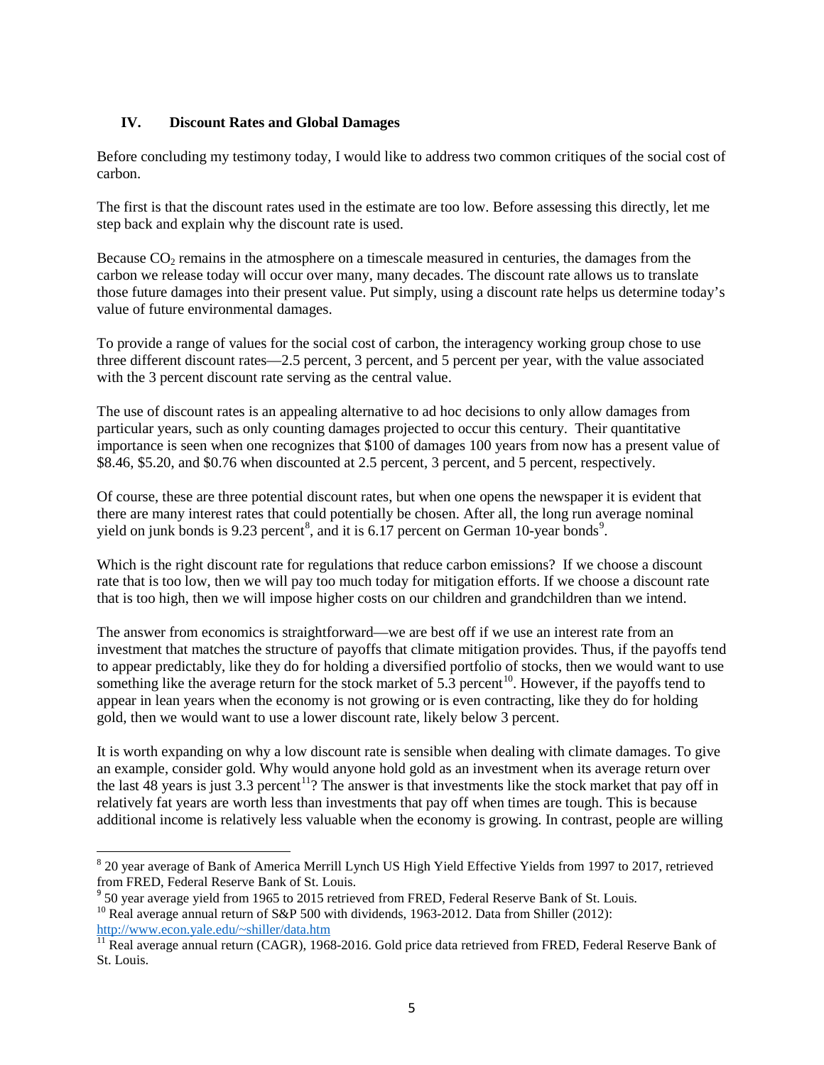### IV. Discount Rates and Global Damages

Before concluding my testimony today, I would like to address two common critiques of the social cost of carbon.

The first is that the discount rates used in the estimate are too low. Before assessing this directly, let me step back and explain why the discount rate is used.

Because $CO_2$ remains in the atmosphere on a timescale measured in centuries, the damages from the carbon we release today will occur over many, many decades. The discount rate allows us to translate those future damages into their present value. Put simply, using a discount rate helps us determine today's value of future environmental damages.

To provide a range of values for the social cost of carbon, the interagency working group chose to use three different discount rates—2.5 percent, 3 percent, and 5 percent per year, with the value associated with the 3 percent discount rate serving as the central value.

The use of discount rates is an appealing alternative to ad hoc decisions to only allow damages from particular years, such as only counting damages projected to occur this century. Their quantitative importance is seen when one recognizes that $100 of damages 100 years from now has a present value of $8.46, $5.20, and $0.76 when discounted at 2.5 percent, 3 percent, and 5 percent, respectively.

Of course, these are three potential discount rates, but when one opens the newspaper it is evident that there are many interest rates that could potentially be chosen. After all, the long run average nominal yield on junk bonds is 9.23 percent[8], and it is 6.17 percent on German 10-year bonds[9].

Which is the right discount rate for regulations that reduce carbon emissions? If we choose a discount rate that is too low, then we will pay too much today for mitigation efforts. If we choose a discount rate that is too high, then we will impose higher costs on our children and grandchildren than we intend.

The answer from economics is straightforward—we are best off if we use an interest rate from an investment that matches the structure of payoffs that climate mitigation provides. Thus, if the payoffs tend to appear predictably, like they do for holding a diversified portfolio of stocks, then we would want to use something like the average return for the stock market of 5.3 percent[10]. However, if the payoffs tend to appear in lean years when the economy is not growing or is even contracting, like they do for holding gold, then we would want to use a lower discount rate, likely below 3 percent.

It is worth expanding on why a low discount rate is sensible when dealing with climate damages. To give an example, consider gold. Why would anyone hold gold as an investment when its average return over the last 48 years is just 3.3 percent[11]? The answer is that investments like the stock market that pay off in relatively fat years are worth less than investments that pay off when times are tough. This is because additional income is relatively less valuable when the economy is growing. In contrast, people are willing

---

[8] 20 year average of Bank of America Merrill Lynch US High Yield Effective Yields from 1997 to 2017, retrieved from FRED, Federal Reserve Bank of St. Louis.

[9] 50 year average yield from 1965 to 2015 retrieved from FRED, Federal Reserve Bank of St. Louis.

[10] Real average annual return of S&P 500 with dividends, 1963-2012. Data from Shiller (2012): http://www.econ.yale.edu/~shiller/data.htm

[11] Real average annual return (CAGR), 1968-2016. Gold price data retrieved from FRED, Federal Reserve Bank of St. Louis.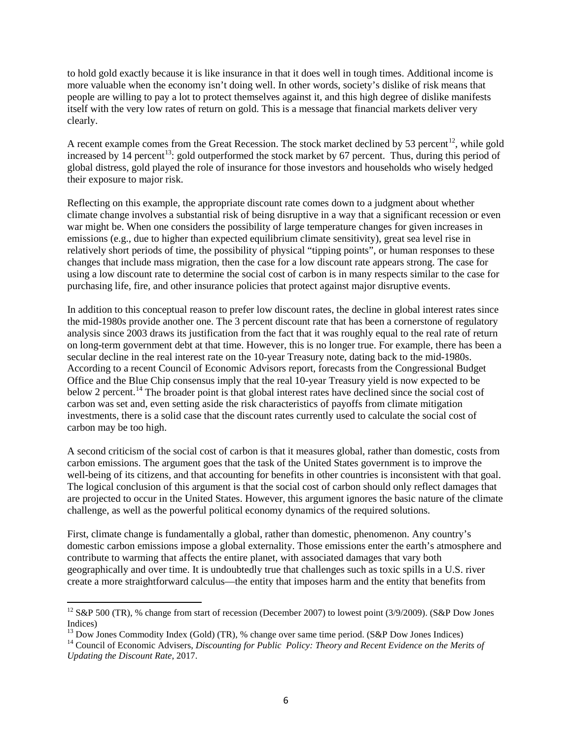to hold gold exactly because it is like insurance in that it does well in tough times. Additional income is more valuable when the economy isn't doing well. In other words, society's dislike of risk means that people are willing to pay a lot to protect themselves against it, and this high degree of dislike manifests itself with the very low rates of return on gold. This is a message that financial markets deliver very clearly.

A recent example comes from the Great Recession. The stock market declined by 53 percent[12], while gold increased by 14 percent[13]: gold outperformed the stock market by 67 percent. Thus, during this period of global distress, gold played the role of insurance for those investors and households who wisely hedged their exposure to major risk.

Reflecting on this example, the appropriate discount rate comes down to a judgment about whether climate change involves a substantial risk of being disruptive in a way that a significant recession or even war might be. When one considers the possibility of large temperature changes for given increases in emissions (e.g., due to higher than expected equilibrium climate sensitivity), great sea level rise in relatively short periods of time, the possibility of physical "tipping points", or human responses to these changes that include mass migration, then the case for a low discount rate appears strong. The case for using a low discount rate to determine the social cost of carbon is in many respects similar to the case for purchasing life, fire, and other insurance policies that protect against major disruptive events.

In addition to this conceptual reason to prefer low discount rates, the decline in global interest rates since the mid-1980s provide another one. The 3 percent discount rate that has been a cornerstone of regulatory analysis since 2003 draws its justification from the fact that it was roughly equal to the real rate of return on long-term government debt at that time. However, this is no longer true. For example, there has been a secular decline in the real interest rate on the 10-year Treasury note, dating back to the mid-1980s. According to a recent Council of Economic Advisors report, forecasts from the Congressional Budget Office and the Blue Chip consensus imply that the real 10-year Treasury yield is now expected to be below 2 percent.[14] The broader point is that global interest rates have declined since the social cost of carbon was set and, even setting aside the risk characteristics of payoffs from climate mitigation investments, there is a solid case that the discount rates currently used to calculate the social cost of carbon may be too high.

A second criticism of the social cost of carbon is that it measures global, rather than domestic, costs from carbon emissions. The argument goes that the task of the United States government is to improve the well-being of its citizens, and that accounting for benefits in other countries is inconsistent with that goal. The logical conclusion of this argument is that the social cost of carbon should only reflect damages that are projected to occur in the United States. However, this argument ignores the basic nature of the climate challenge, as well as the powerful political economy dynamics of the required solutions.

First, climate change is fundamentally a global, rather than domestic, phenomenon. Any country's domestic carbon emissions impose a global externality. Those emissions enter the earth's atmosphere and contribute to warming that affects the entire planet, with associated damages that vary both geographically and over time. It is undoubtedly true that challenges such as toxic spills in a U.S. river create a more straightforward calculus—the entity that imposes harm and the entity that benefits from

---

[12] S&P 500 (TR), % change from start of recession (December 2007) to lowest point (3/9/2009). (S&P Dow Jones Indices)

[13] Dow Jones Commodity Index (Gold) (TR), % change over same time period. (S&P Dow Jones Indices)

[14] Council of Economic Advisers, *Discounting for Public Policy: Theory and Recent Evidence on the Merits of Updating the Discount Rate*, 2017.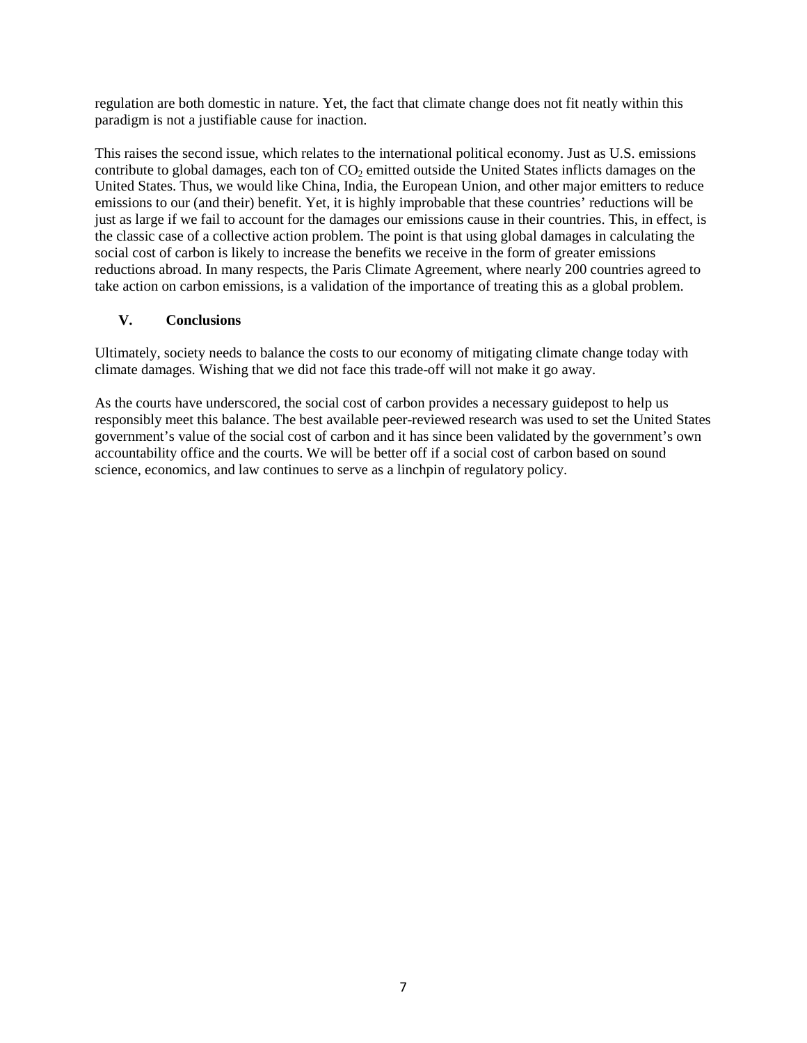regulation are both domestic in nature. Yet, the fact that climate change does not fit neatly within this paradigm is not a justifiable cause for inaction.

This raises the second issue, which relates to the international political economy. Just as U.S. emissions contribute to global damages, each ton of $CO_2$ emitted outside the United States inflicts damages on the United States. Thus, we would like China, India, the European Union, and other major emitters to reduce emissions to our (and their) benefit. Yet, it is highly improbable that these countries' reductions will be just as large if we fail to account for the damages our emissions cause in their countries. This, in effect, is the classic case of a collective action problem. The point is that using global damages in calculating the social cost of carbon is likely to increase the benefits we receive in the form of greater emissions reductions abroad. In many respects, the Paris Climate Agreement, where nearly 200 countries agreed to take action on carbon emissions, is a validation of the importance of treating this as a global problem.

## V. Conclusions

Ultimately, society needs to balance the costs to our economy of mitigating climate change today with climate damages. Wishing that we did not face this trade-off will not make it go away.

As the courts have underscored, the social cost of carbon provides a necessary guidepost to help us responsibly meet this balance. The best available peer-reviewed research was used to set the United States government's value of the social cost of carbon and it has since been validated by the government's own accountability office and the courts. We will be better off if a social cost of carbon based on sound science, economics, and law continues to serve as a linchpin of regulatory policy.